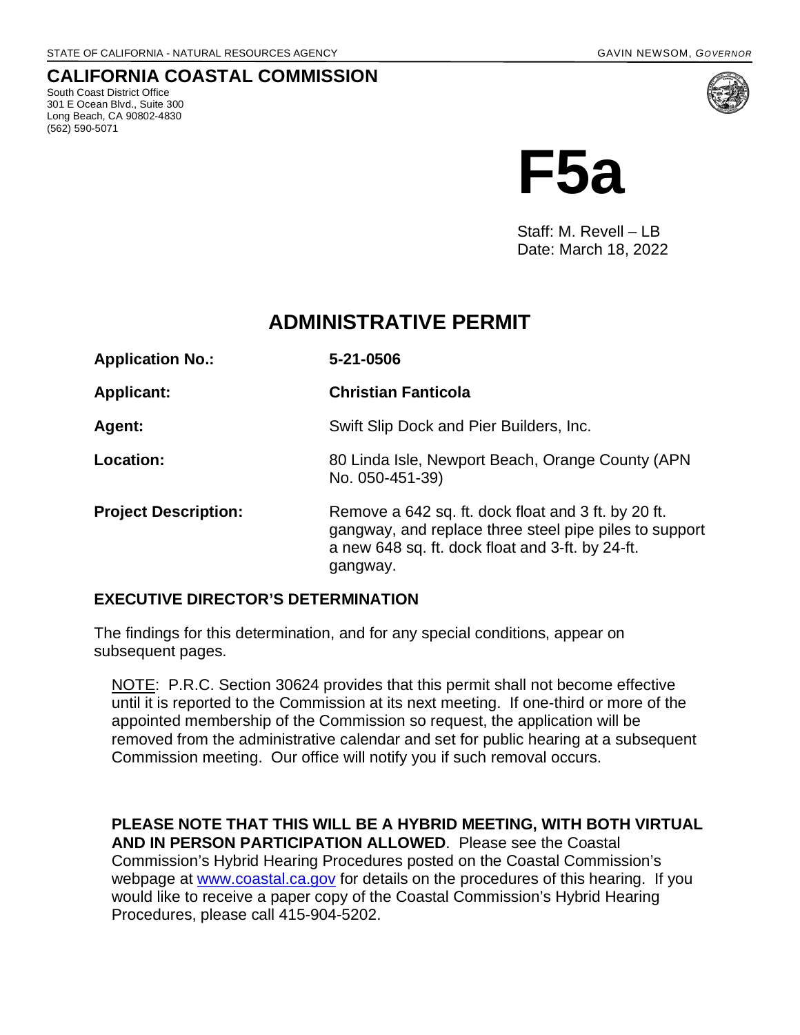STATE OF CALIFORNIA - NATURAL RESOURCES AGENCY GAVIN NEWSOM, *GOVERNOR*

# CALIFORNIA COASTAL COMMISSION

South Coast District Office
301 E Ocean Blvd., Suite 300
Long Beach, CA 90802-4830
(562) 590-5071

# F5a

Staff: M. Revell – LB
Date: March 18, 2022

## ADMINISTRATIVE PERMIT

| | |
|---|---|
| **Application No.:** | **5-21-0506** |
| **Applicant:** | **Christian Fanticola** |
| **Agent:** | Swift Slip Dock and Pier Builders, Inc. |
| **Location:** | 80 Linda Isle, Newport Beach, Orange County (APN No. 050-451-39) |
| **Project Description:** | Remove a 642 sq. ft. dock float and 3 ft. by 20 ft. gangway, and replace three steel pipe piles to support a new 648 sq. ft. dock float and 3-ft. by 24-ft. gangway. |

### EXECUTIVE DIRECTOR'S DETERMINATION

The findings for this determination, and for any special conditions, appear on subsequent pages.

NOTE: P.R.C. Section 30624 provides that this permit shall not become effective until it is reported to the Commission at its next meeting. If one-third or more of the appointed membership of the Commission so request, the application will be removed from the administrative calendar and set for public hearing at a subsequent Commission meeting. Our office will notify you if such removal occurs.

**PLEASE NOTE THAT THIS WILL BE A HYBRID MEETING, WITH BOTH VIRTUAL AND IN PERSON PARTICIPATION ALLOWED**. Please see the Coastal Commission's Hybrid Hearing Procedures posted on the Coastal Commission's webpage at www.coastal.ca.gov for details on the procedures of this hearing. If you would like to receive a paper copy of the Coastal Commission's Hybrid Hearing Procedures, please call 415-904-5202.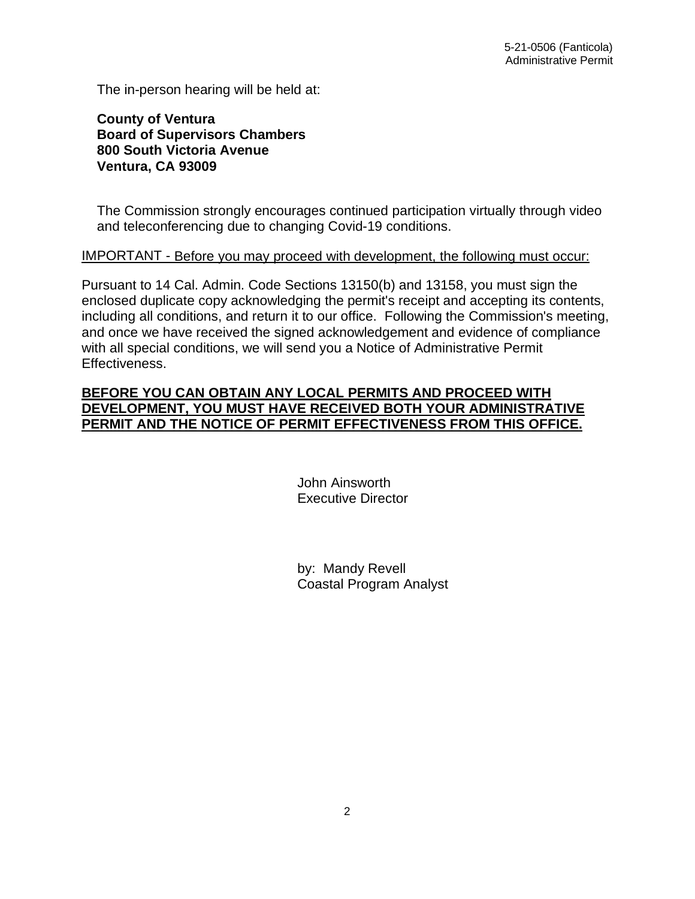The in-person hearing will be held at:

**County of Ventura**
**Board of Supervisors Chambers**
**800 South Victoria Avenue**
**Ventura, CA 93009**

The Commission strongly encourages continued participation virtually through video and teleconferencing due to changing Covid-19 conditions.

IMPORTANT - Before you may proceed with development, the following must occur:

Pursuant to 14 Cal. Admin. Code Sections 13150(b) and 13158, you must sign the enclosed duplicate copy acknowledging the permit's receipt and accepting its contents, including all conditions, and return it to our office. Following the Commission's meeting, and once we have received the signed acknowledgement and evidence of compliance with all special conditions, we will send you a Notice of Administrative Permit Effectiveness.

**BEFORE YOU CAN OBTAIN ANY LOCAL PERMITS AND PROCEED WITH DEVELOPMENT, YOU MUST HAVE RECEIVED BOTH YOUR ADMINISTRATIVE PERMIT AND THE NOTICE OF PERMIT EFFECTIVENESS FROM THIS OFFICE.**

John Ainsworth
Executive Director

by: Mandy Revell
Coastal Program Analyst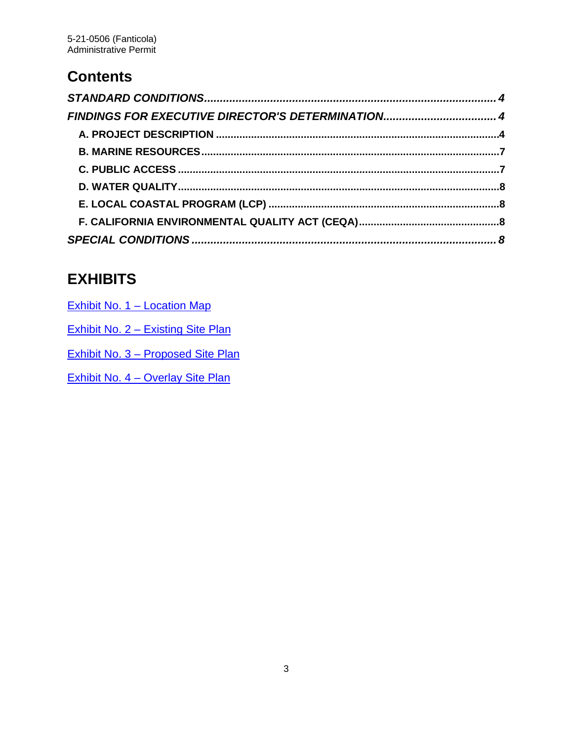## Contents

*STANDARD CONDITIONS.............................................................................................. 4*

*FINDINGS FOR EXECUTIVE DIRECTOR'S DETERMINATION.................................... 4*

**A. PROJECT DESCRIPTION ................................................................................................4**

**B. MARINE RESOURCES....................................................................................................7**

**C. PUBLIC ACCESS .............................................................................................................7**

**D. WATER QUALITY............................................................................................................8**

**E. LOCAL COASTAL PROGRAM (LCP) ..............................................................................8**

**F. CALIFORNIA ENVIRONMENTAL QUALITY ACT (CEQA)................................................8**

*SPECIAL CONDITIONS ................................................................................................. 8*

## EXHIBITS

Exhibit No. 1 – Location Map

Exhibit No. 2 – Existing Site Plan

Exhibit No. 3 – Proposed Site Plan

Exhibit No. 4 – Overlay Site Plan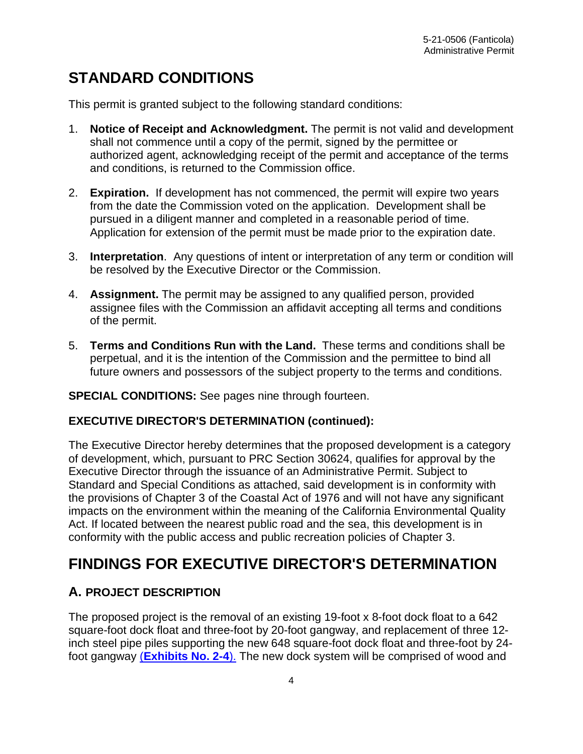# STANDARD CONDITIONS

This permit is granted subject to the following standard conditions:

1. **Notice of Receipt and Acknowledgment.** The permit is not valid and development shall not commence until a copy of the permit, signed by the permittee or authorized agent, acknowledging receipt of the permit and acceptance of the terms and conditions, is returned to the Commission office.

2. **Expiration.** If development has not commenced, the permit will expire two years from the date the Commission voted on the application. Development shall be pursued in a diligent manner and completed in a reasonable period of time. Application for extension of the permit must be made prior to the expiration date.

3. **Interpretation**. Any questions of intent or interpretation of any term or condition will be resolved by the Executive Director or the Commission.

4. **Assignment.** The permit may be assigned to any qualified person, provided assignee files with the Commission an affidavit accepting all terms and conditions of the permit.

5. **Terms and Conditions Run with the Land.** These terms and conditions shall be perpetual, and it is the intention of the Commission and the permittee to bind all future owners and possessors of the subject property to the terms and conditions.

**SPECIAL CONDITIONS:** See pages nine through fourteen.

**EXECUTIVE DIRECTOR'S DETERMINATION (continued):**

The Executive Director hereby determines that the proposed development is a category of development, which, pursuant to PRC Section 30624, qualifies for approval by the Executive Director through the issuance of an Administrative Permit. Subject to Standard and Special Conditions as attached, said development is in conformity with the provisions of Chapter 3 of the Coastal Act of 1976 and will not have any significant impacts on the environment within the meaning of the California Environmental Quality Act. If located between the nearest public road and the sea, this development is in conformity with the public access and public recreation policies of Chapter 3.

# FINDINGS FOR EXECUTIVE DIRECTOR'S DETERMINATION

## A. PROJECT DESCRIPTION

The proposed project is the removal of an existing 19-foot x 8-foot dock float to a 642 square-foot dock float and three-foot by 20-foot gangway, and replacement of three 12-inch steel pipe piles supporting the new 648 square-foot dock float and three-foot by 24-foot gangway (**Exhibits No. 2-4**). The new dock system will be comprised of wood and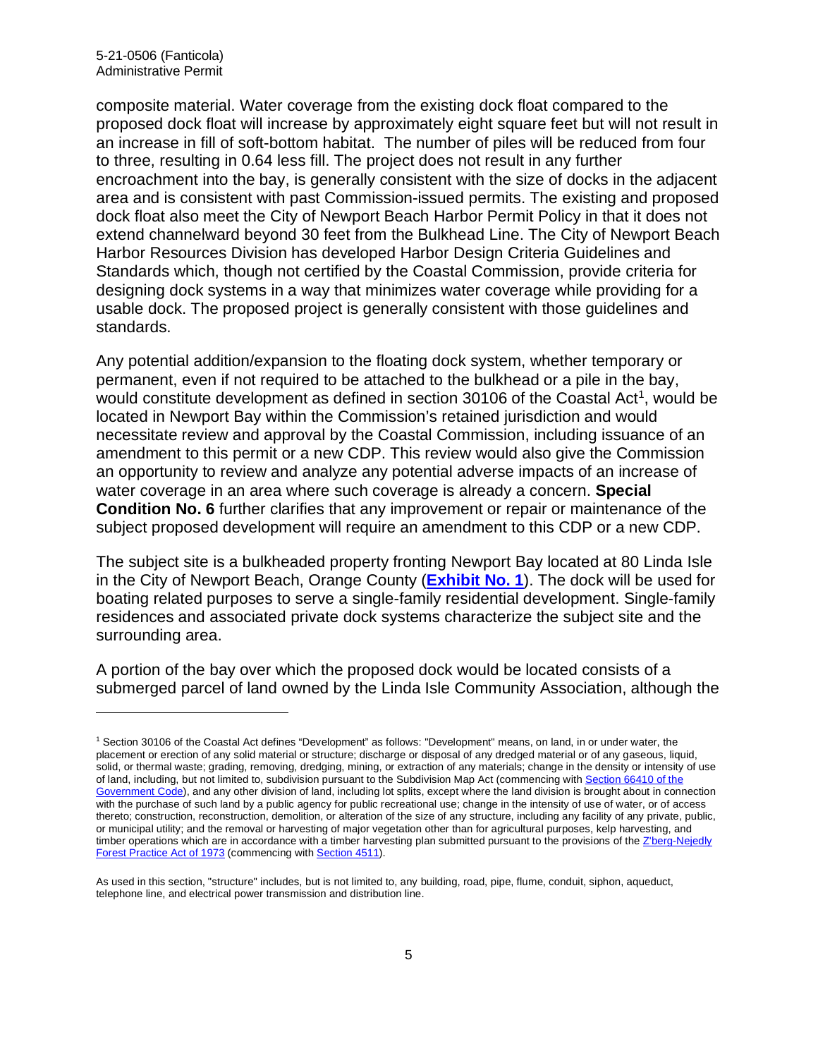composite material. Water coverage from the existing dock float compared to the proposed dock float will increase by approximately eight square feet but will not result in an increase in fill of soft-bottom habitat. The number of piles will be reduced from four to three, resulting in 0.64 less fill. The project does not result in any further encroachment into the bay, is generally consistent with the size of docks in the adjacent area and is consistent with past Commission-issued permits. The existing and proposed dock float also meet the City of Newport Beach Harbor Permit Policy in that it does not extend channelward beyond 30 feet from the Bulkhead Line. The City of Newport Beach Harbor Resources Division has developed Harbor Design Criteria Guidelines and Standards which, though not certified by the Coastal Commission, provide criteria for designing dock systems in a way that minimizes water coverage while providing for a usable dock. The proposed project is generally consistent with those guidelines and standards.

Any potential addition/expansion to the floating dock system, whether temporary or permanent, even if not required to be attached to the bulkhead or a pile in the bay, would constitute development as defined in section 30106 of the Coastal Act[1], would be located in Newport Bay within the Commission's retained jurisdiction and would necessitate review and approval by the Coastal Commission, including issuance of an amendment to this permit or a new CDP. This review would also give the Commission an opportunity to review and analyze any potential adverse impacts of an increase of water coverage in an area where such coverage is already a concern. **Special Condition No. 6** further clarifies that any improvement or repair or maintenance of the subject proposed development will require an amendment to this CDP or a new CDP.

The subject site is a bulkheaded property fronting Newport Bay located at 80 Linda Isle in the City of Newport Beach, Orange County (**Exhibit No. 1**). The dock will be used for boating related purposes to serve a single-family residential development. Single-family residences and associated private dock systems characterize the subject site and the surrounding area.

A portion of the bay over which the proposed dock would be located consists of a submerged parcel of land owned by the Linda Isle Community Association, although the

---

[1] Section 30106 of the Coastal Act defines "Development" as follows: "Development" means, on land, in or under water, the placement or erection of any solid material or structure; discharge or disposal of any dredged material or of any gaseous, liquid, solid, or thermal waste; grading, removing, dredging, mining, or extraction of any materials; change in the density or intensity of use of land, including, but not limited to, subdivision pursuant to the Subdivision Map Act (commencing with Section 66410 of the Government Code), and any other division of land, including lot splits, except where the land division is brought about in connection with the purchase of such land by a public agency for public recreational use; change in the intensity of use of water, or of access thereto; construction, reconstruction, demolition, or alteration of the size of any structure, including any facility of any private, public, or municipal utility; and the removal or harvesting of major vegetation other than for agricultural purposes, kelp harvesting, and timber operations which are in accordance with a timber harvesting plan submitted pursuant to the provisions of the Z'berg-Nejedly Forest Practice Act of 1973 (commencing with Section 4511).

As used in this section, "structure" includes, but is not limited to, any building, road, pipe, flume, conduit, siphon, aqueduct, telephone line, and electrical power transmission and distribution line.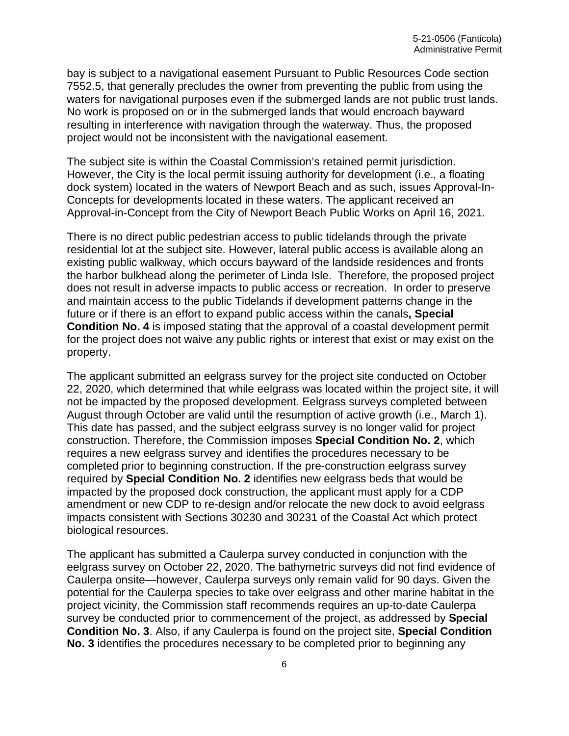bay is subject to a navigational easement Pursuant to Public Resources Code section 7552.5, that generally precludes the owner from preventing the public from using the waters for navigational purposes even if the submerged lands are not public trust lands. No work is proposed on or in the submerged lands that would encroach bayward resulting in interference with navigation through the waterway. Thus, the proposed project would not be inconsistent with the navigational easement.

The subject site is within the Coastal Commission's retained permit jurisdiction. However, the City is the local permit issuing authority for development (i.e., a floating dock system) located in the waters of Newport Beach and as such, issues Approval-In-Concepts for developments located in these waters. The applicant received an Approval-in-Concept from the City of Newport Beach Public Works on April 16, 2021.

There is no direct public pedestrian access to public tidelands through the private residential lot at the subject site. However, lateral public access is available along an existing public walkway, which occurs bayward of the landside residences and fronts the harbor bulkhead along the perimeter of Linda Isle. Therefore, the proposed project does not result in adverse impacts to public access or recreation. In order to preserve and maintain access to the public Tidelands if development patterns change in the future or if there is an effort to expand public access within the canals**, Special Condition No. 4** is imposed stating that the approval of a coastal development permit for the project does not waive any public rights or interest that exist or may exist on the property.

The applicant submitted an eelgrass survey for the project site conducted on October 22, 2020, which determined that while eelgrass was located within the project site, it will not be impacted by the proposed development. Eelgrass surveys completed between August through October are valid until the resumption of active growth (i.e., March 1). This date has passed, and the subject eelgrass survey is no longer valid for project construction. Therefore, the Commission imposes **Special Condition No. 2**, which requires a new eelgrass survey and identifies the procedures necessary to be completed prior to beginning construction. If the pre-construction eelgrass survey required by **Special Condition No. 2** identifies new eelgrass beds that would be impacted by the proposed dock construction, the applicant must apply for a CDP amendment or new CDP to re-design and/or relocate the new dock to avoid eelgrass impacts consistent with Sections 30230 and 30231 of the Coastal Act which protect biological resources.

The applicant has submitted a Caulerpa survey conducted in conjunction with the eelgrass survey on October 22, 2020. The bathymetric surveys did not find evidence of Caulerpa onsite—however, Caulerpa surveys only remain valid for 90 days. Given the potential for the Caulerpa species to take over eelgrass and other marine habitat in the project vicinity, the Commission staff recommends requires an up-to-date Caulerpa survey be conducted prior to commencement of the project, as addressed by **Special Condition No. 3**. Also, if any Caulerpa is found on the project site, **Special Condition No. 3** identifies the procedures necessary to be completed prior to beginning any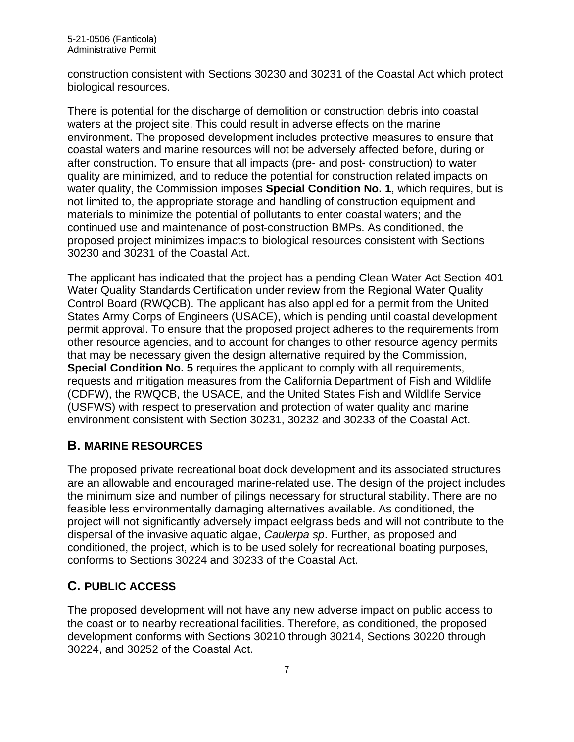construction consistent with Sections 30230 and 30231 of the Coastal Act which protect biological resources.

There is potential for the discharge of demolition or construction debris into coastal waters at the project site. This could result in adverse effects on the marine environment. The proposed development includes protective measures to ensure that coastal waters and marine resources will not be adversely affected before, during or after construction. To ensure that all impacts (pre- and post- construction) to water quality are minimized, and to reduce the potential for construction related impacts on water quality, the Commission imposes **Special Condition No. 1**, which requires, but is not limited to, the appropriate storage and handling of construction equipment and materials to minimize the potential of pollutants to enter coastal waters; and the continued use and maintenance of post-construction BMPs. As conditioned, the proposed project minimizes impacts to biological resources consistent with Sections 30230 and 30231 of the Coastal Act.

The applicant has indicated that the project has a pending Clean Water Act Section 401 Water Quality Standards Certification under review from the Regional Water Quality Control Board (RWQCB). The applicant has also applied for a permit from the United States Army Corps of Engineers (USACE), which is pending until coastal development permit approval. To ensure that the proposed project adheres to the requirements from other resource agencies, and to account for changes to other resource agency permits that may be necessary given the design alternative required by the Commission, **Special Condition No. 5** requires the applicant to comply with all requirements, requests and mitigation measures from the California Department of Fish and Wildlife (CDFW), the RWQCB, the USACE, and the United States Fish and Wildlife Service (USFWS) with respect to preservation and protection of water quality and marine environment consistent with Section 30231, 30232 and 30233 of the Coastal Act.

## B. MARINE RESOURCES

The proposed private recreational boat dock development and its associated structures are an allowable and encouraged marine-related use. The design of the project includes the minimum size and number of pilings necessary for structural stability. There are no feasible less environmentally damaging alternatives available. As conditioned, the project will not significantly adversely impact eelgrass beds and will not contribute to the dispersal of the invasive aquatic algae, *Caulerpa sp*. Further, as proposed and conditioned, the project, which is to be used solely for recreational boating purposes, conforms to Sections 30224 and 30233 of the Coastal Act.

## C. PUBLIC ACCESS

The proposed development will not have any new adverse impact on public access to the coast or to nearby recreational facilities. Therefore, as conditioned, the proposed development conforms with Sections 30210 through 30214, Sections 30220 through 30224, and 30252 of the Coastal Act.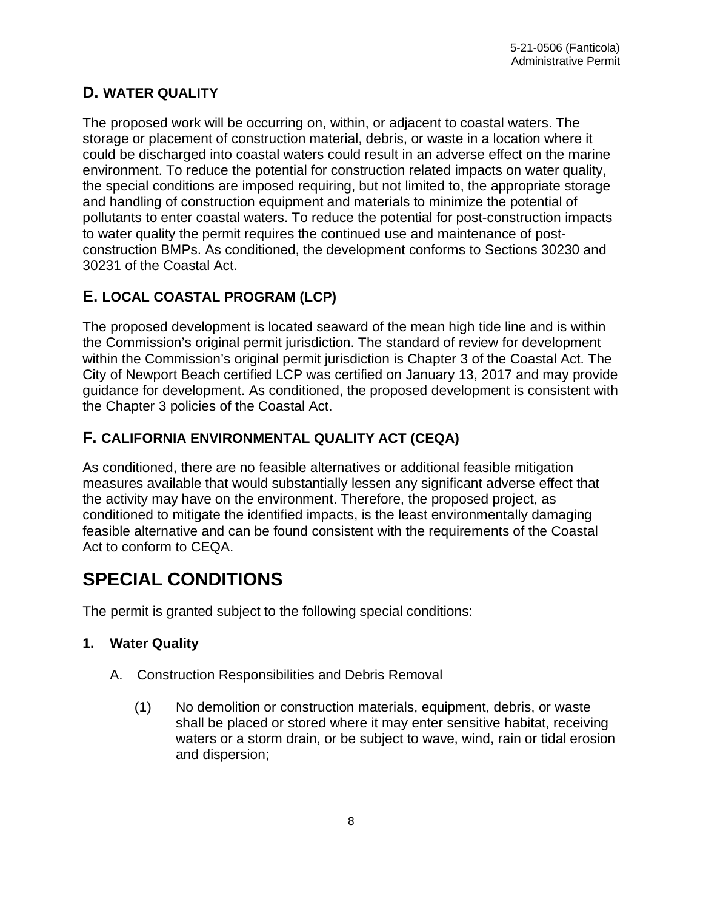## D. WATER QUALITY

The proposed work will be occurring on, within, or adjacent to coastal waters. The storage or placement of construction material, debris, or waste in a location where it could be discharged into coastal waters could result in an adverse effect on the marine environment. To reduce the potential for construction related impacts on water quality, the special conditions are imposed requiring, but not limited to, the appropriate storage and handling of construction equipment and materials to minimize the potential of pollutants to enter coastal waters. To reduce the potential for post-construction impacts to water quality the permit requires the continued use and maintenance of post-construction BMPs. As conditioned, the development conforms to Sections 30230 and 30231 of the Coastal Act.

## E. LOCAL COASTAL PROGRAM (LCP)

The proposed development is located seaward of the mean high tide line and is within the Commission's original permit jurisdiction. The standard of review for development within the Commission's original permit jurisdiction is Chapter 3 of the Coastal Act. The City of Newport Beach certified LCP was certified on January 13, 2017 and may provide guidance for development. As conditioned, the proposed development is consistent with the Chapter 3 policies of the Coastal Act.

## F. CALIFORNIA ENVIRONMENTAL QUALITY ACT (CEQA)

As conditioned, there are no feasible alternatives or additional feasible mitigation measures available that would substantially lessen any significant adverse effect that the activity may have on the environment. Therefore, the proposed project, as conditioned to mitigate the identified impacts, is the least environmentally damaging feasible alternative and can be found consistent with the requirements of the Coastal Act to conform to CEQA.

# SPECIAL CONDITIONS

The permit is granted subject to the following special conditions:

### 1. Water Quality

A. Construction Responsibilities and Debris Removal

(1) No demolition or construction materials, equipment, debris, or waste shall be placed or stored where it may enter sensitive habitat, receiving waters or a storm drain, or be subject to wave, wind, rain or tidal erosion and dispersion;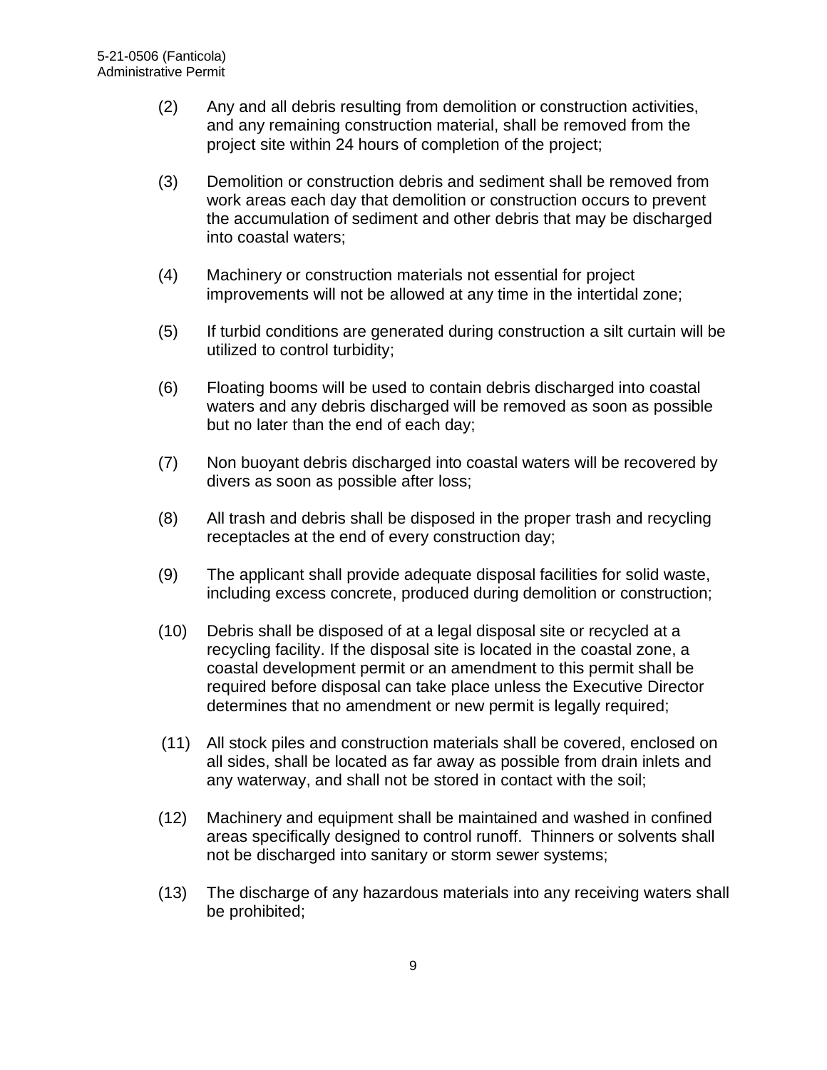(2) Any and all debris resulting from demolition or construction activities, and any remaining construction material, shall be removed from the project site within 24 hours of completion of the project;

(3) Demolition or construction debris and sediment shall be removed from work areas each day that demolition or construction occurs to prevent the accumulation of sediment and other debris that may be discharged into coastal waters;

(4) Machinery or construction materials not essential for project improvements will not be allowed at any time in the intertidal zone;

(5) If turbid conditions are generated during construction a silt curtain will be utilized to control turbidity;

(6) Floating booms will be used to contain debris discharged into coastal waters and any debris discharged will be removed as soon as possible but no later than the end of each day;

(7) Non buoyant debris discharged into coastal waters will be recovered by divers as soon as possible after loss;

(8) All trash and debris shall be disposed in the proper trash and recycling receptacles at the end of every construction day;

(9) The applicant shall provide adequate disposal facilities for solid waste, including excess concrete, produced during demolition or construction;

(10) Debris shall be disposed of at a legal disposal site or recycled at a recycling facility. If the disposal site is located in the coastal zone, a coastal development permit or an amendment to this permit shall be required before disposal can take place unless the Executive Director determines that no amendment or new permit is legally required;

(11) All stock piles and construction materials shall be covered, enclosed on all sides, shall be located as far away as possible from drain inlets and any waterway, and shall not be stored in contact with the soil;

(12) Machinery and equipment shall be maintained and washed in confined areas specifically designed to control runoff. Thinners or solvents shall not be discharged into sanitary or storm sewer systems;

(13) The discharge of any hazardous materials into any receiving waters shall be prohibited;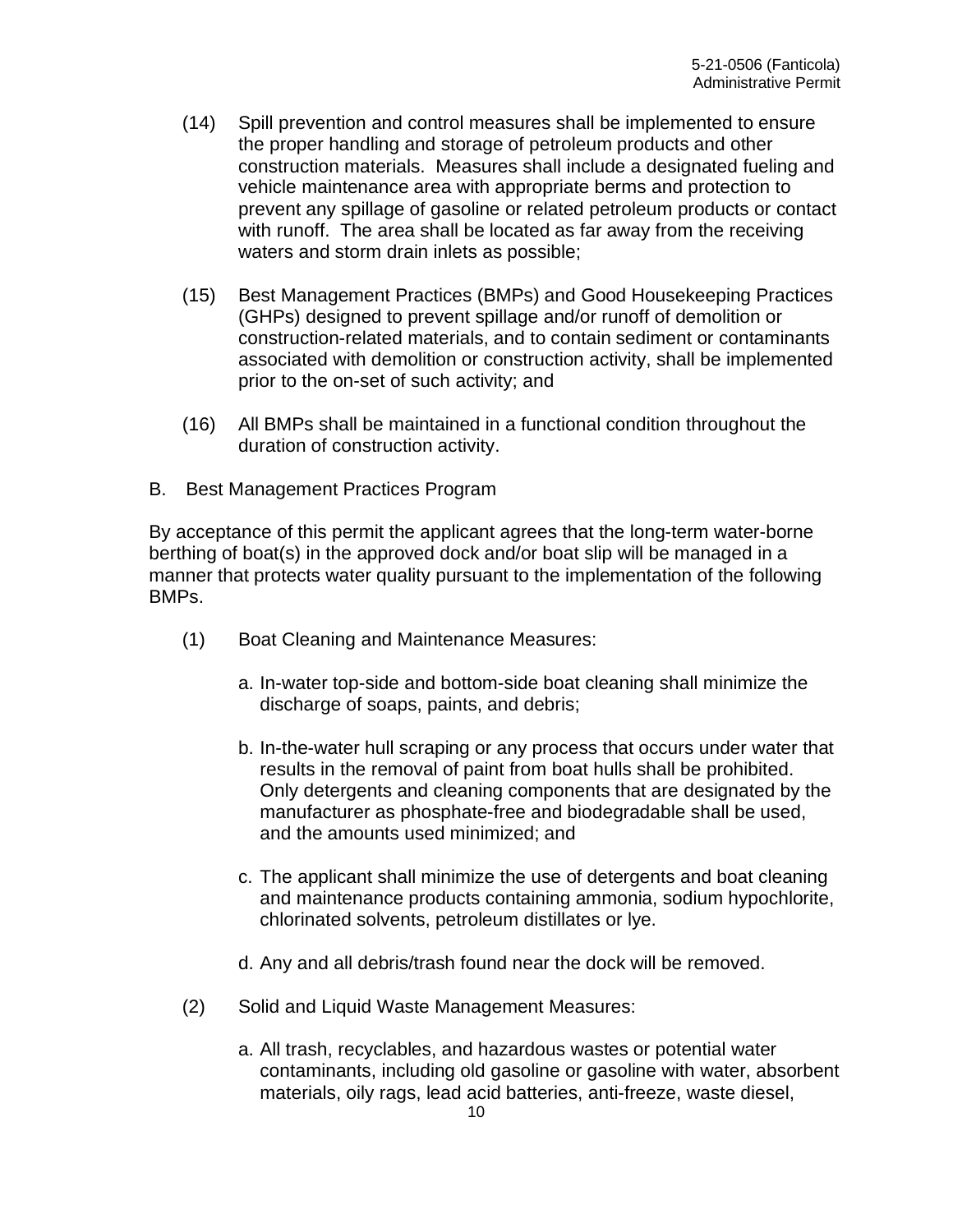(14) Spill prevention and control measures shall be implemented to ensure the proper handling and storage of petroleum products and other construction materials. Measures shall include a designated fueling and vehicle maintenance area with appropriate berms and protection to prevent any spillage of gasoline or related petroleum products or contact with runoff. The area shall be located as far away from the receiving waters and storm drain inlets as possible;

(15) Best Management Practices (BMPs) and Good Housekeeping Practices (GHPs) designed to prevent spillage and/or runoff of demolition or construction-related materials, and to contain sediment or contaminants associated with demolition or construction activity, shall be implemented prior to the on-set of such activity; and

(16) All BMPs shall be maintained in a functional condition throughout the duration of construction activity.

B. Best Management Practices Program

By acceptance of this permit the applicant agrees that the long-term water-borne berthing of boat(s) in the approved dock and/or boat slip will be managed in a manner that protects water quality pursuant to the implementation of the following BMPs.

(1) Boat Cleaning and Maintenance Measures:

a. In-water top-side and bottom-side boat cleaning shall minimize the discharge of soaps, paints, and debris;

b. In-the-water hull scraping or any process that occurs under water that results in the removal of paint from boat hulls shall be prohibited. Only detergents and cleaning components that are designated by the manufacturer as phosphate-free and biodegradable shall be used, and the amounts used minimized; and

c. The applicant shall minimize the use of detergents and boat cleaning and maintenance products containing ammonia, sodium hypochlorite, chlorinated solvents, petroleum distillates or lye.

d. Any and all debris/trash found near the dock will be removed.

(2) Solid and Liquid Waste Management Measures:

a. All trash, recyclables, and hazardous wastes or potential water contaminants, including old gasoline or gasoline with water, absorbent materials, oily rags, lead acid batteries, anti-freeze, waste diesel,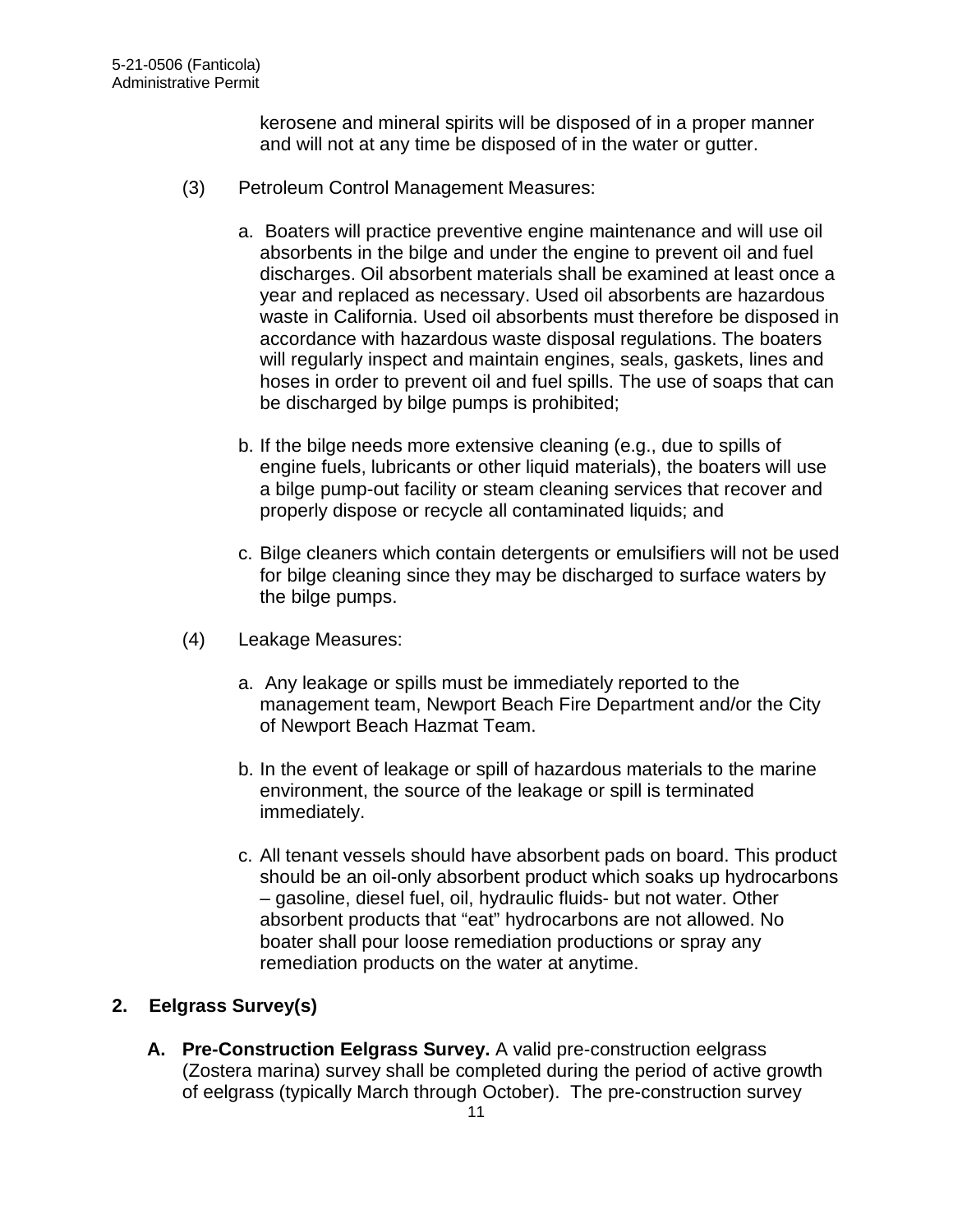kerosene and mineral spirits will be disposed of in a proper manner and will not at any time be disposed of in the water or gutter.

(3) Petroleum Control Management Measures:

a. Boaters will practice preventive engine maintenance and will use oil absorbents in the bilge and under the engine to prevent oil and fuel discharges. Oil absorbent materials shall be examined at least once a year and replaced as necessary. Used oil absorbents are hazardous waste in California. Used oil absorbents must therefore be disposed in accordance with hazardous waste disposal regulations. The boaters will regularly inspect and maintain engines, seals, gaskets, lines and hoses in order to prevent oil and fuel spills. The use of soaps that can be discharged by bilge pumps is prohibited;

b. If the bilge needs more extensive cleaning (e.g., due to spills of engine fuels, lubricants or other liquid materials), the boaters will use a bilge pump-out facility or steam cleaning services that recover and properly dispose or recycle all contaminated liquids; and

c. Bilge cleaners which contain detergents or emulsifiers will not be used for bilge cleaning since they may be discharged to surface waters by the bilge pumps.

(4) Leakage Measures:

a. Any leakage or spills must be immediately reported to the management team, Newport Beach Fire Department and/or the City of Newport Beach Hazmat Team.

b. In the event of leakage or spill of hazardous materials to the marine environment, the source of the leakage or spill is terminated immediately.

c. All tenant vessels should have absorbent pads on board. This product should be an oil-only absorbent product which soaks up hydrocarbons – gasoline, diesel fuel, oil, hydraulic fluids- but not water. Other absorbent products that "eat" hydrocarbons are not allowed. No boater shall pour loose remediation productions or spray any remediation products on the water at anytime.

## 2. Eelgrass Survey(s)

**A. Pre-Construction Eelgrass Survey.** A valid pre-construction eelgrass (Zostera marina) survey shall be completed during the period of active growth of eelgrass (typically March through October). The pre-construction survey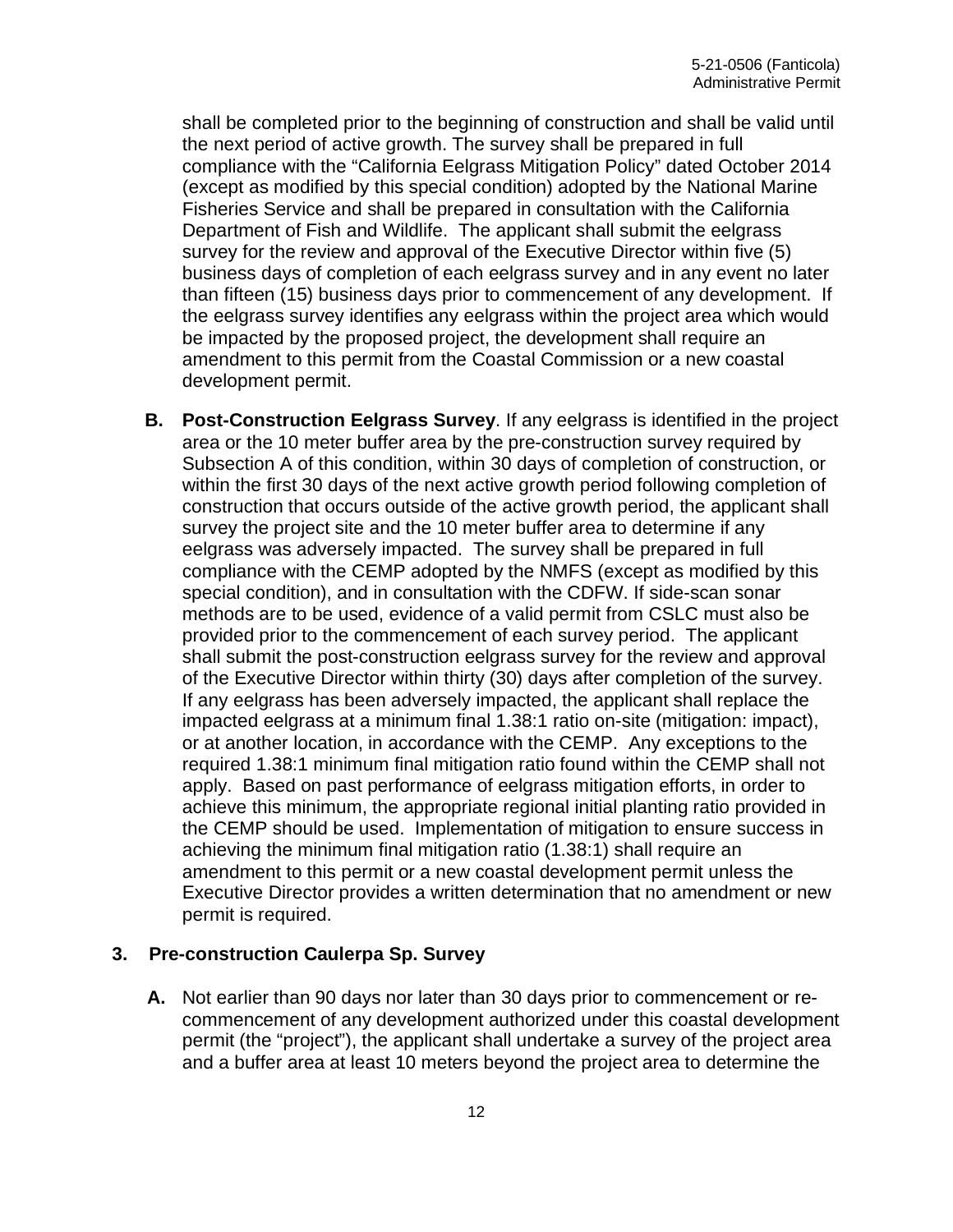shall be completed prior to the beginning of construction and shall be valid until the next period of active growth. The survey shall be prepared in full compliance with the "California Eelgrass Mitigation Policy" dated October 2014 (except as modified by this special condition) adopted by the National Marine Fisheries Service and shall be prepared in consultation with the California Department of Fish and Wildlife. The applicant shall submit the eelgrass survey for the review and approval of the Executive Director within five (5) business days of completion of each eelgrass survey and in any event no later than fifteen (15) business days prior to commencement of any development. If the eelgrass survey identifies any eelgrass within the project area which would be impacted by the proposed project, the development shall require an amendment to this permit from the Coastal Commission or a new coastal development permit.

**B. Post-Construction Eelgrass Survey**. If any eelgrass is identified in the project area or the 10 meter buffer area by the pre-construction survey required by Subsection A of this condition, within 30 days of completion of construction, or within the first 30 days of the next active growth period following completion of construction that occurs outside of the active growth period, the applicant shall survey the project site and the 10 meter buffer area to determine if any eelgrass was adversely impacted. The survey shall be prepared in full compliance with the CEMP adopted by the NMFS (except as modified by this special condition), and in consultation with the CDFW. If side-scan sonar methods are to be used, evidence of a valid permit from CSLC must also be provided prior to the commencement of each survey period. The applicant shall submit the post-construction eelgrass survey for the review and approval of the Executive Director within thirty (30) days after completion of the survey. If any eelgrass has been adversely impacted, the applicant shall replace the impacted eelgrass at a minimum final 1.38:1 ratio on-site (mitigation: impact), or at another location, in accordance with the CEMP. Any exceptions to the required 1.38:1 minimum final mitigation ratio found within the CEMP shall not apply. Based on past performance of eelgrass mitigation efforts, in order to achieve this minimum, the appropriate regional initial planting ratio provided in the CEMP should be used. Implementation of mitigation to ensure success in achieving the minimum final mitigation ratio (1.38:1) shall require an amendment to this permit or a new coastal development permit unless the Executive Director provides a written determination that no amendment or new permit is required.

## 3. Pre-construction Caulerpa Sp. Survey

**A.** Not earlier than 90 days nor later than 30 days prior to commencement or re-commencement of any development authorized under this coastal development permit (the "project"), the applicant shall undertake a survey of the project area and a buffer area at least 10 meters beyond the project area to determine the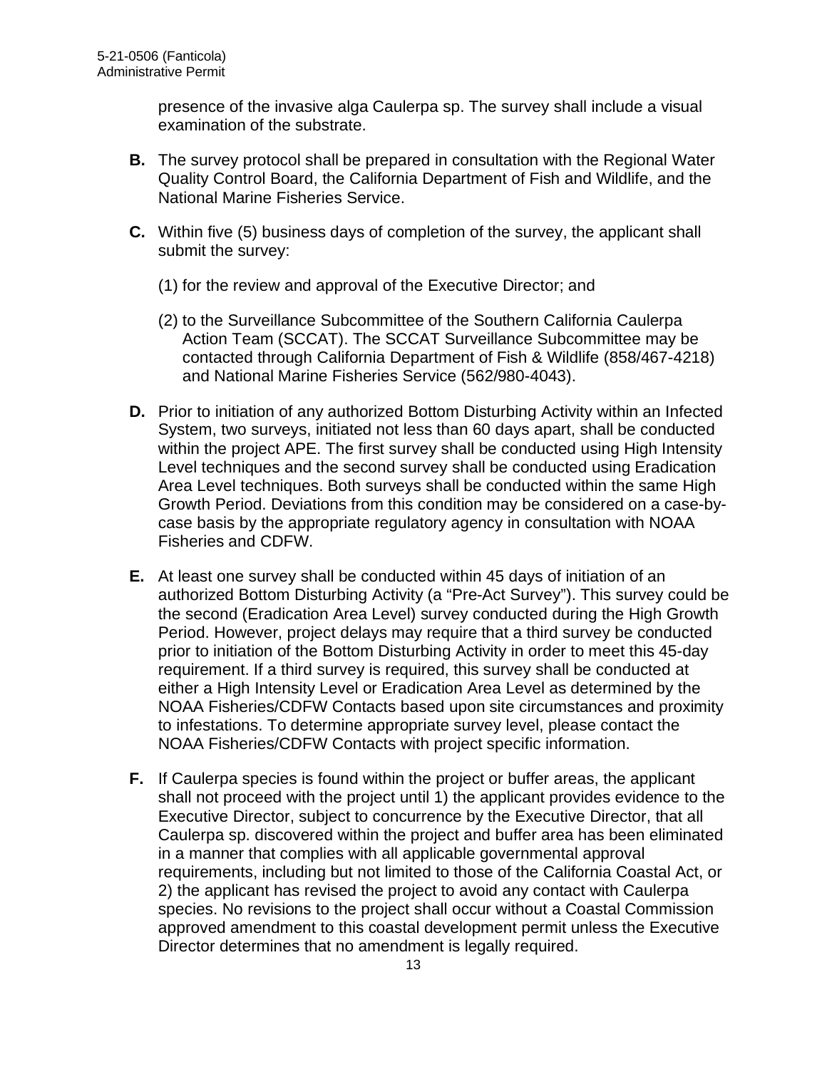presence of the invasive alga Caulerpa sp. The survey shall include a visual examination of the substrate.

**B.** The survey protocol shall be prepared in consultation with the Regional Water Quality Control Board, the California Department of Fish and Wildlife, and the National Marine Fisheries Service.

**C.** Within five (5) business days of completion of the survey, the applicant shall submit the survey:

(1) for the review and approval of the Executive Director; and

(2) to the Surveillance Subcommittee of the Southern California Caulerpa Action Team (SCCAT). The SCCAT Surveillance Subcommittee may be contacted through California Department of Fish & Wildlife (858/467-4218) and National Marine Fisheries Service (562/980-4043).

**D.** Prior to initiation of any authorized Bottom Disturbing Activity within an Infected System, two surveys, initiated not less than 60 days apart, shall be conducted within the project APE. The first survey shall be conducted using High Intensity Level techniques and the second survey shall be conducted using Eradication Area Level techniques. Both surveys shall be conducted within the same High Growth Period. Deviations from this condition may be considered on a case-by-case basis by the appropriate regulatory agency in consultation with NOAA Fisheries and CDFW.

**E.** At least one survey shall be conducted within 45 days of initiation of an authorized Bottom Disturbing Activity (a "Pre-Act Survey"). This survey could be the second (Eradication Area Level) survey conducted during the High Growth Period. However, project delays may require that a third survey be conducted prior to initiation of the Bottom Disturbing Activity in order to meet this 45-day requirement. If a third survey is required, this survey shall be conducted at either a High Intensity Level or Eradication Area Level as determined by the NOAA Fisheries/CDFW Contacts based upon site circumstances and proximity to infestations. To determine appropriate survey level, please contact the NOAA Fisheries/CDFW Contacts with project specific information.

**F.** If Caulerpa species is found within the project or buffer areas, the applicant shall not proceed with the project until 1) the applicant provides evidence to the Executive Director, subject to concurrence by the Executive Director, that all Caulerpa sp. discovered within the project and buffer area has been eliminated in a manner that complies with all applicable governmental approval requirements, including but not limited to those of the California Coastal Act, or 2) the applicant has revised the project to avoid any contact with Caulerpa species. No revisions to the project shall occur without a Coastal Commission approved amendment to this coastal development permit unless the Executive Director determines that no amendment is legally required.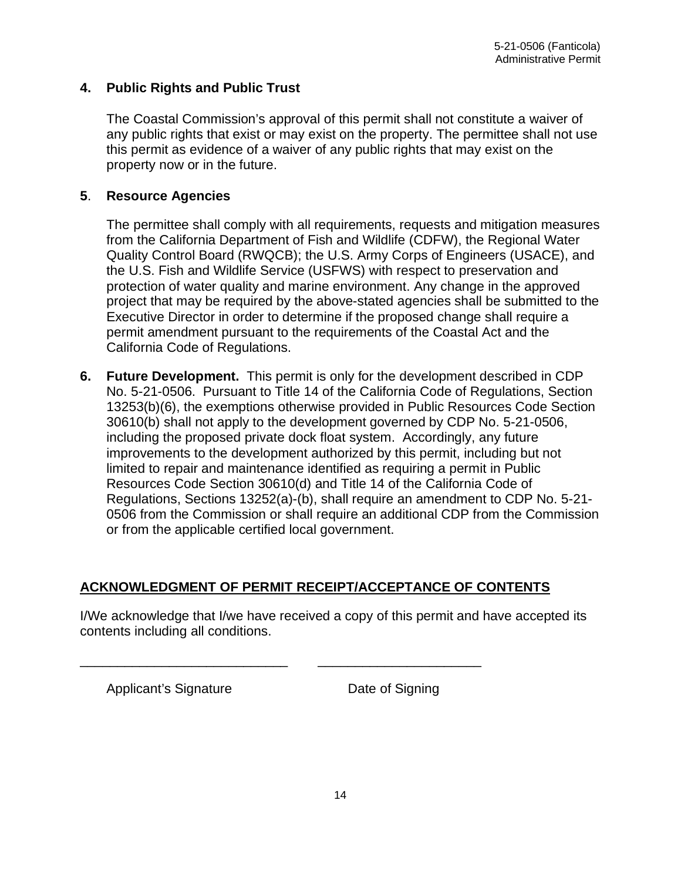**4. Public Rights and Public Trust**

The Coastal Commission's approval of this permit shall not constitute a waiver of any public rights that exist or may exist on the property. The permittee shall not use this permit as evidence of a waiver of any public rights that may exist on the property now or in the future.

**5. Resource Agencies**

The permittee shall comply with all requirements, requests and mitigation measures from the California Department of Fish and Wildlife (CDFW), the Regional Water Quality Control Board (RWQCB); the U.S. Army Corps of Engineers (USACE), and the U.S. Fish and Wildlife Service (USFWS) with respect to preservation and protection of water quality and marine environment. Any change in the approved project that may be required by the above-stated agencies shall be submitted to the Executive Director in order to determine if the proposed change shall require a permit amendment pursuant to the requirements of the Coastal Act and the California Code of Regulations.

**6. Future Development.** This permit is only for the development described in CDP No. 5-21-0506. Pursuant to Title 14 of the California Code of Regulations, Section 13253(b)(6), the exemptions otherwise provided in Public Resources Code Section 30610(b) shall not apply to the development governed by CDP No. 5-21-0506, including the proposed private dock float system. Accordingly, any future improvements to the development authorized by this permit, including but not limited to repair and maintenance identified as requiring a permit in Public Resources Code Section 30610(d) and Title 14 of the California Code of Regulations, Sections 13252(a)-(b), shall require an amendment to CDP No. 5-21-0506 from the Commission or shall require an additional CDP from the Commission or from the applicable certified local government.

## ACKNOWLEDGMENT OF PERMIT RECEIPT/ACCEPTANCE OF CONTENTS

I/We acknowledge that I/we have received a copy of this permit and have accepted its contents including all conditions.

____________________________ ______________________

Applicant's Signature Date of Signing